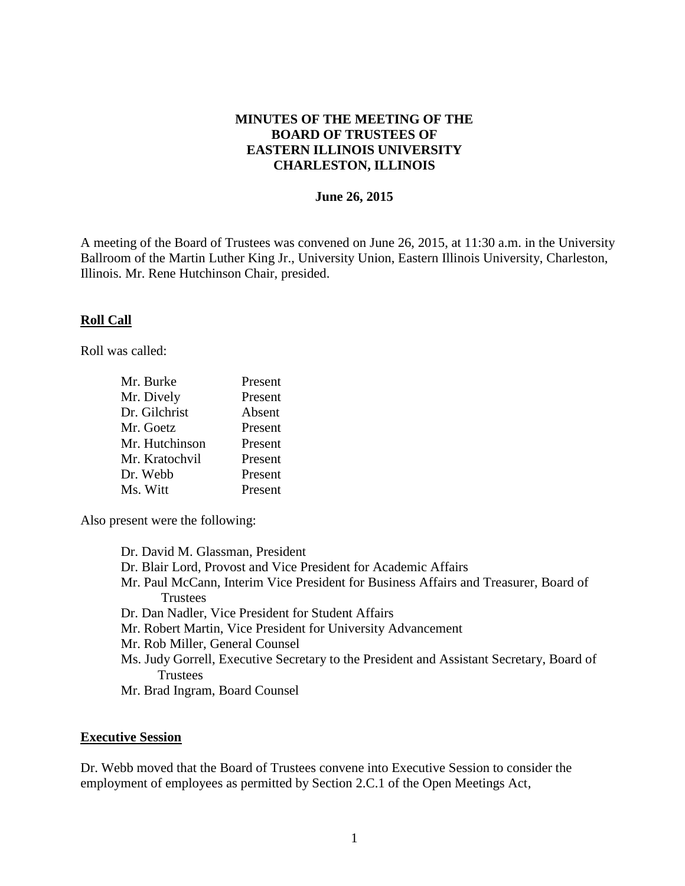**MINUTES OF THE MEETING OF THE**
**BOARD OF TRUSTEES OF**
**EASTERN ILLINOIS UNIVERSITY**
**CHARLESTON, ILLINOIS**

**June 26, 2015**

A meeting of the Board of Trustees was convened on June 26, 2015, at 11:30 a.m. in the University Ballroom of the Martin Luther King Jr., University Union, Eastern Illinois University, Charleston, Illinois. Mr. Rene Hutchinson Chair, presided.

**Roll Call**

Roll was called:

| | |
|---|---|
| Mr. Burke | Present |
| Mr. Dively | Present |
| Dr. Gilchrist | Absent |
| Mr. Goetz | Present |
| Mr. Hutchinson | Present |
| Mr. Kratochvil | Present |
| Dr. Webb | Present |
| Ms. Witt | Present |

Also present were the following:

- Dr. David M. Glassman, President
- Dr. Blair Lord, Provost and Vice President for Academic Affairs
- Mr. Paul McCann, Interim Vice President for Business Affairs and Treasurer, Board of Trustees
- Dr. Dan Nadler, Vice President for Student Affairs
- Mr. Robert Martin, Vice President for University Advancement
- Mr. Rob Miller, General Counsel
- Ms. Judy Gorrell, Executive Secretary to the President and Assistant Secretary, Board of Trustees
- Mr. Brad Ingram, Board Counsel

**Executive Session**

Dr. Webb moved that the Board of Trustees convene into Executive Session to consider the employment of employees as permitted by Section 2.C.1 of the Open Meetings Act,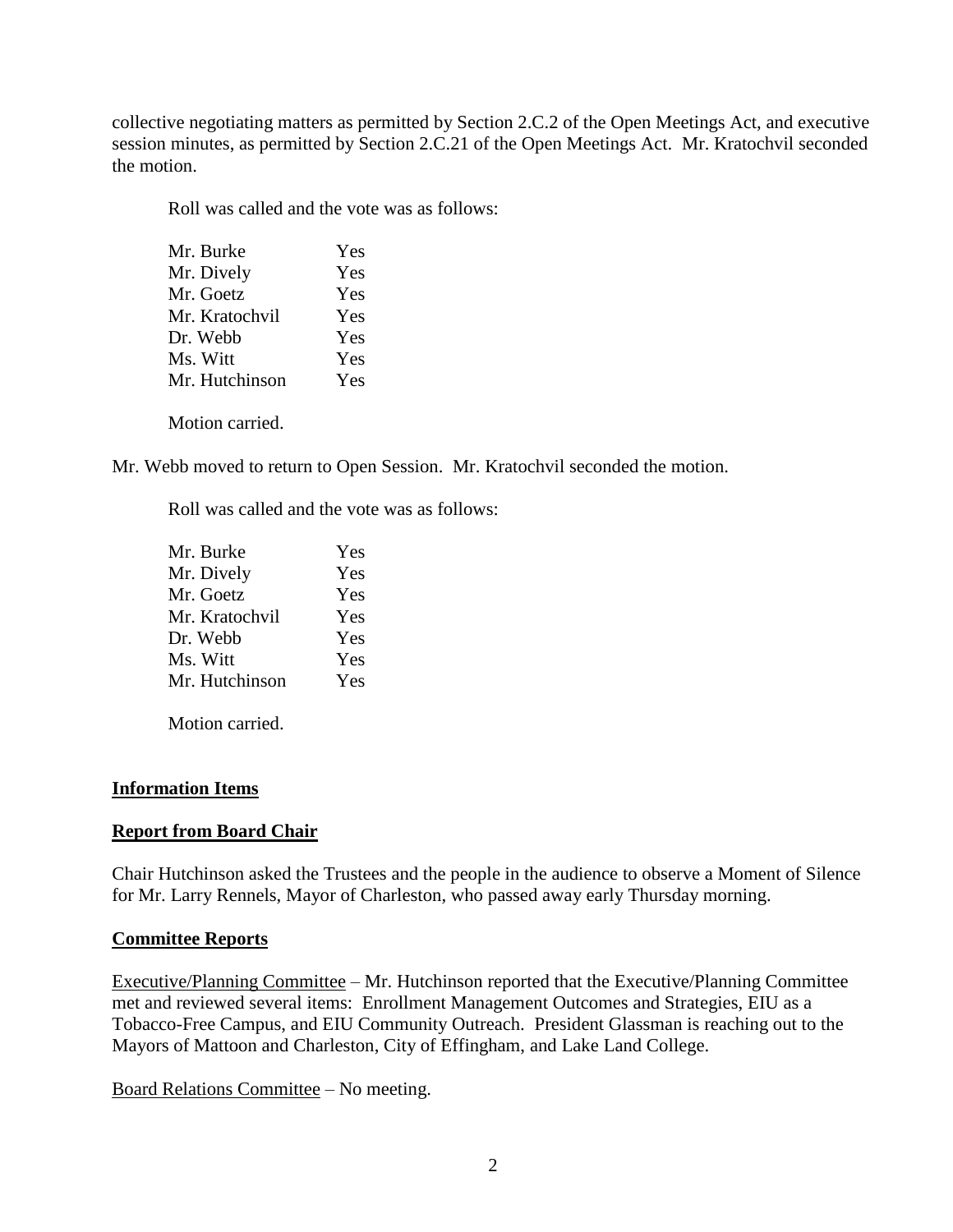collective negotiating matters as permitted by Section 2.C.2 of the Open Meetings Act, and executive session minutes, as permitted by Section 2.C.21 of the Open Meetings Act. Mr. Kratochvil seconded the motion.

Roll was called and the vote was as follows:

| | |
|---|---|
| Mr. Burke | Yes |
| Mr. Dively | Yes |
| Mr. Goetz | Yes |
| Mr. Kratochvil | Yes |
| Dr. Webb | Yes |
| Ms. Witt | Yes |
| Mr. Hutchinson | Yes |

Motion carried.

Mr. Webb moved to return to Open Session. Mr. Kratochvil seconded the motion.

Roll was called and the vote was as follows:

| | |
|---|---|
| Mr. Burke | Yes |
| Mr. Dively | Yes |
| Mr. Goetz | Yes |
| Mr. Kratochvil | Yes |
| Dr. Webb | Yes |
| Ms. Witt | Yes |
| Mr. Hutchinson | Yes |

Motion carried.

## Information Items

## Report from Board Chair

Chair Hutchinson asked the Trustees and the people in the audience to observe a Moment of Silence for Mr. Larry Rennels, Mayor of Charleston, who passed away early Thursday morning.

## Committee Reports

Executive/Planning Committee – Mr. Hutchinson reported that the Executive/Planning Committee met and reviewed several items: Enrollment Management Outcomes and Strategies, EIU as a Tobacco-Free Campus, and EIU Community Outreach. President Glassman is reaching out to the Mayors of Mattoon and Charleston, City of Effingham, and Lake Land College.

Board Relations Committee – No meeting.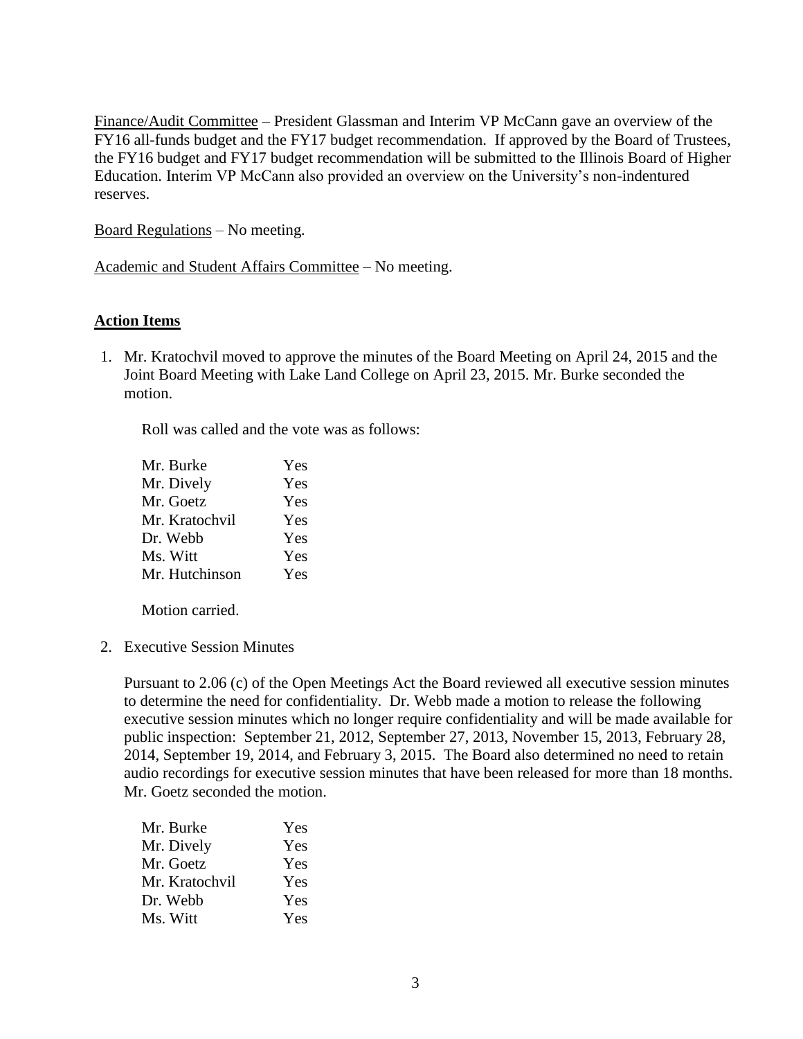Finance/Audit Committee – President Glassman and Interim VP McCann gave an overview of the FY16 all-funds budget and the FY17 budget recommendation. If approved by the Board of Trustees, the FY16 budget and FY17 budget recommendation will be submitted to the Illinois Board of Higher Education. Interim VP McCann also provided an overview on the University's non-indentured reserves.

Board Regulations – No meeting.

Academic and Student Affairs Committee – No meeting.

## **Action Items**

1. Mr. Kratochvil moved to approve the minutes of the Board Meeting on April 24, 2015 and the Joint Board Meeting with Lake Land College on April 23, 2015. Mr. Burke seconded the motion.

   Roll was called and the vote was as follows:

   | | |
   |---|---|
   | Mr. Burke | Yes |
   | Mr. Dively | Yes |
   | Mr. Goetz | Yes |
   | Mr. Kratochvil | Yes |
   | Dr. Webb | Yes |
   | Ms. Witt | Yes |
   | Mr. Hutchinson | Yes |

   Motion carried.

2. Executive Session Minutes

   Pursuant to 2.06 (c) of the Open Meetings Act the Board reviewed all executive session minutes to determine the need for confidentiality. Dr. Webb made a motion to release the following executive session minutes which no longer require confidentiality and will be made available for public inspection: September 21, 2012, September 27, 2013, November 15, 2013, February 28, 2014, September 19, 2014, and February 3, 2015. The Board also determined no need to retain audio recordings for executive session minutes that have been released for more than 18 months. Mr. Goetz seconded the motion.

   | | |
   |---|---|
   | Mr. Burke | Yes |
   | Mr. Dively | Yes |
   | Mr. Goetz | Yes |
   | Mr. Kratochvil | Yes |
   | Dr. Webb | Yes |
   | Ms. Witt | Yes |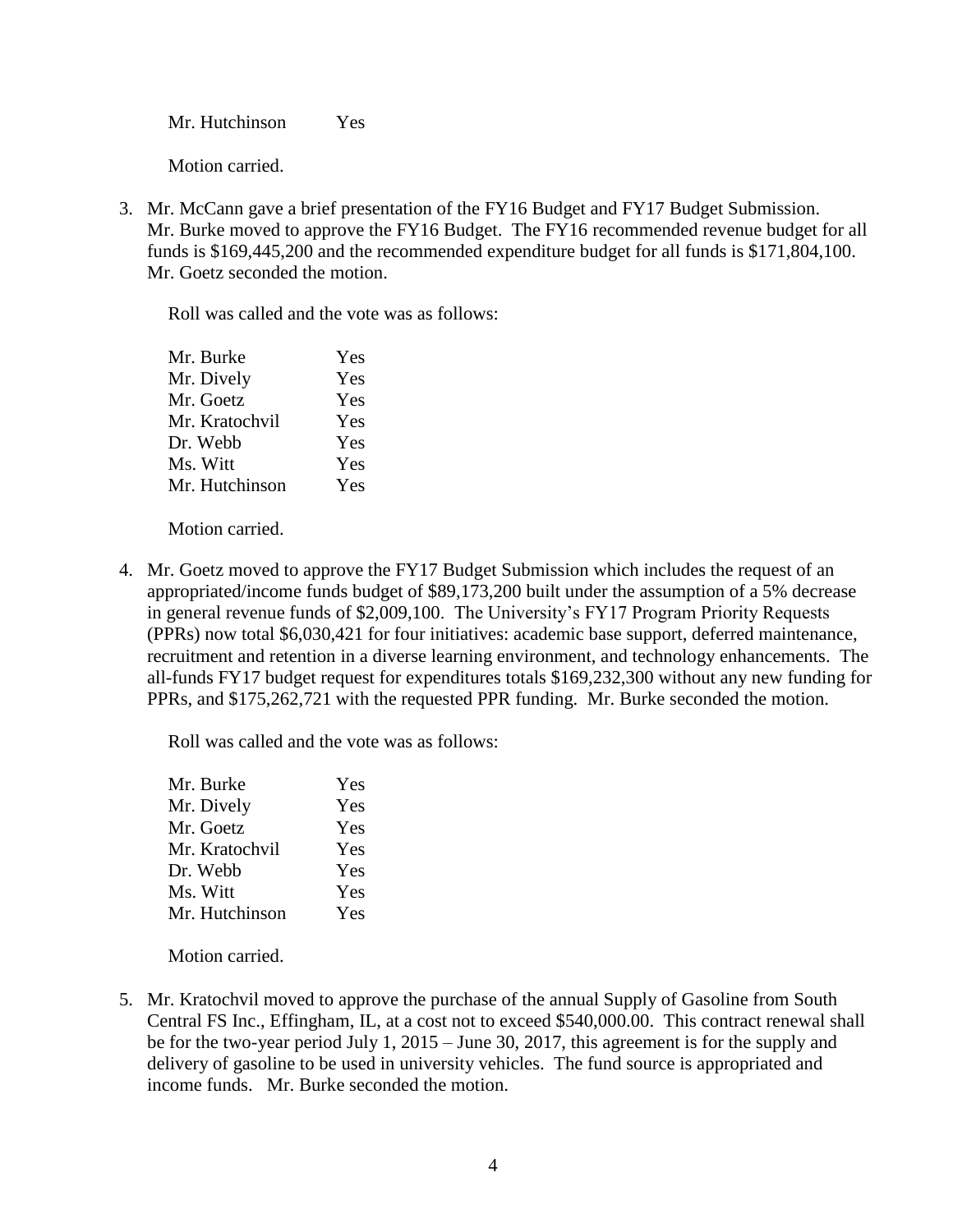Mr. Hutchinson Yes

Motion carried.

3. Mr. McCann gave a brief presentation of the FY16 Budget and FY17 Budget Submission. Mr. Burke moved to approve the FY16 Budget. The FY16 recommended revenue budget for all funds is $169,445,200 and the recommended expenditure budget for all funds is $171,804,100. Mr. Goetz seconded the motion.

   Roll was called and the vote was as follows:

   | | |
   |---|---|
   | Mr. Burke | Yes |
   | Mr. Dively | Yes |
   | Mr. Goetz | Yes |
   | Mr. Kratochvil | Yes |
   | Dr. Webb | Yes |
   | Ms. Witt | Yes |
   | Mr. Hutchinson | Yes |

   Motion carried.

4. Mr. Goetz moved to approve the FY17 Budget Submission which includes the request of an appropriated/income funds budget of $89,173,200 built under the assumption of a 5% decrease in general revenue funds of $2,009,100. The University's FY17 Program Priority Requests (PPRs) now total $6,030,421 for four initiatives: academic base support, deferred maintenance, recruitment and retention in a diverse learning environment, and technology enhancements. The all-funds FY17 budget request for expenditures totals $169,232,300 without any new funding for PPRs, and $175,262,721 with the requested PPR funding. Mr. Burke seconded the motion.

   Roll was called and the vote was as follows:

   | | |
   |---|---|
   | Mr. Burke | Yes |
   | Mr. Dively | Yes |
   | Mr. Goetz | Yes |
   | Mr. Kratochvil | Yes |
   | Dr. Webb | Yes |
   | Ms. Witt | Yes |
   | Mr. Hutchinson | Yes |

   Motion carried.

5. Mr. Kratochvil moved to approve the purchase of the annual Supply of Gasoline from South Central FS Inc., Effingham, IL, at a cost not to exceed $540,000.00. This contract renewal shall be for the two-year period July 1, 2015 – June 30, 2017, this agreement is for the supply and delivery of gasoline to be used in university vehicles. The fund source is appropriated and income funds. Mr. Burke seconded the motion.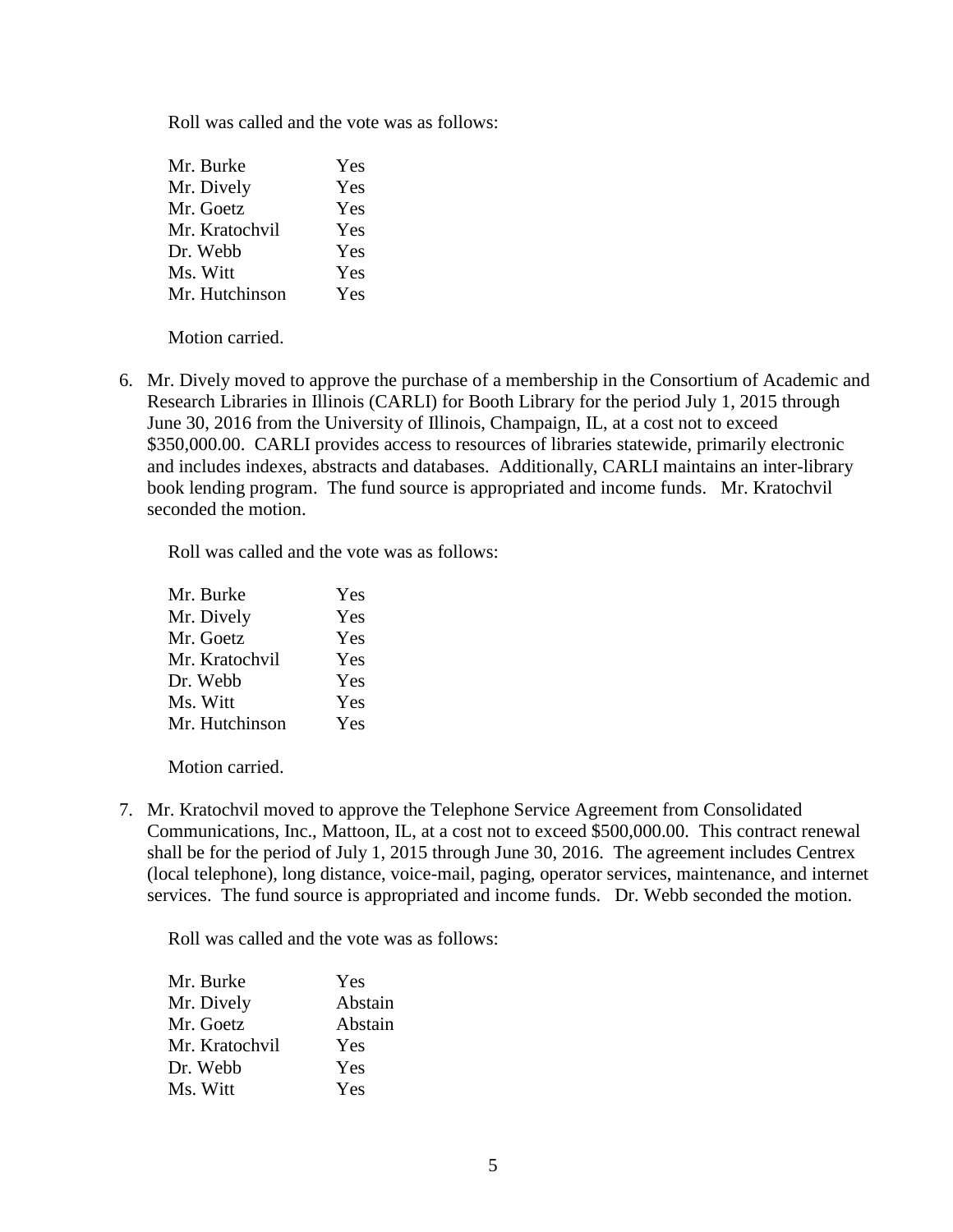Roll was called and the vote was as follows:

| | |
|---|---|
| Mr. Burke | Yes |
| Mr. Dively | Yes |
| Mr. Goetz | Yes |
| Mr. Kratochvil | Yes |
| Dr. Webb | Yes |
| Ms. Witt | Yes |
| Mr. Hutchinson | Yes |

Motion carried.

6. Mr. Dively moved to approve the purchase of a membership in the Consortium of Academic and Research Libraries in Illinois (CARLI) for Booth Library for the period July 1, 2015 through June 30, 2016 from the University of Illinois, Champaign, IL, at a cost not to exceed $350,000.00. CARLI provides access to resources of libraries statewide, primarily electronic and includes indexes, abstracts and databases. Additionally, CARLI maintains an inter-library book lending program. The fund source is appropriated and income funds. Mr. Kratochvil seconded the motion.

   Roll was called and the vote was as follows:

   | | |
   |---|---|
   | Mr. Burke | Yes |
   | Mr. Dively | Yes |
   | Mr. Goetz | Yes |
   | Mr. Kratochvil | Yes |
   | Dr. Webb | Yes |
   | Ms. Witt | Yes |
   | Mr. Hutchinson | Yes |

   Motion carried.

7. Mr. Kratochvil moved to approve the Telephone Service Agreement from Consolidated Communications, Inc., Mattoon, IL, at a cost not to exceed $500,000.00. This contract renewal shall be for the period of July 1, 2015 through June 30, 2016. The agreement includes Centrex (local telephone), long distance, voice-mail, paging, operator services, maintenance, and internet services. The fund source is appropriated and income funds. Dr. Webb seconded the motion.

   Roll was called and the vote was as follows:

   | | |
   |---|---|
   | Mr. Burke | Yes |
   | Mr. Dively | Abstain |
   | Mr. Goetz | Abstain |
   | Mr. Kratochvil | Yes |
   | Dr. Webb | Yes |
   | Ms. Witt | Yes |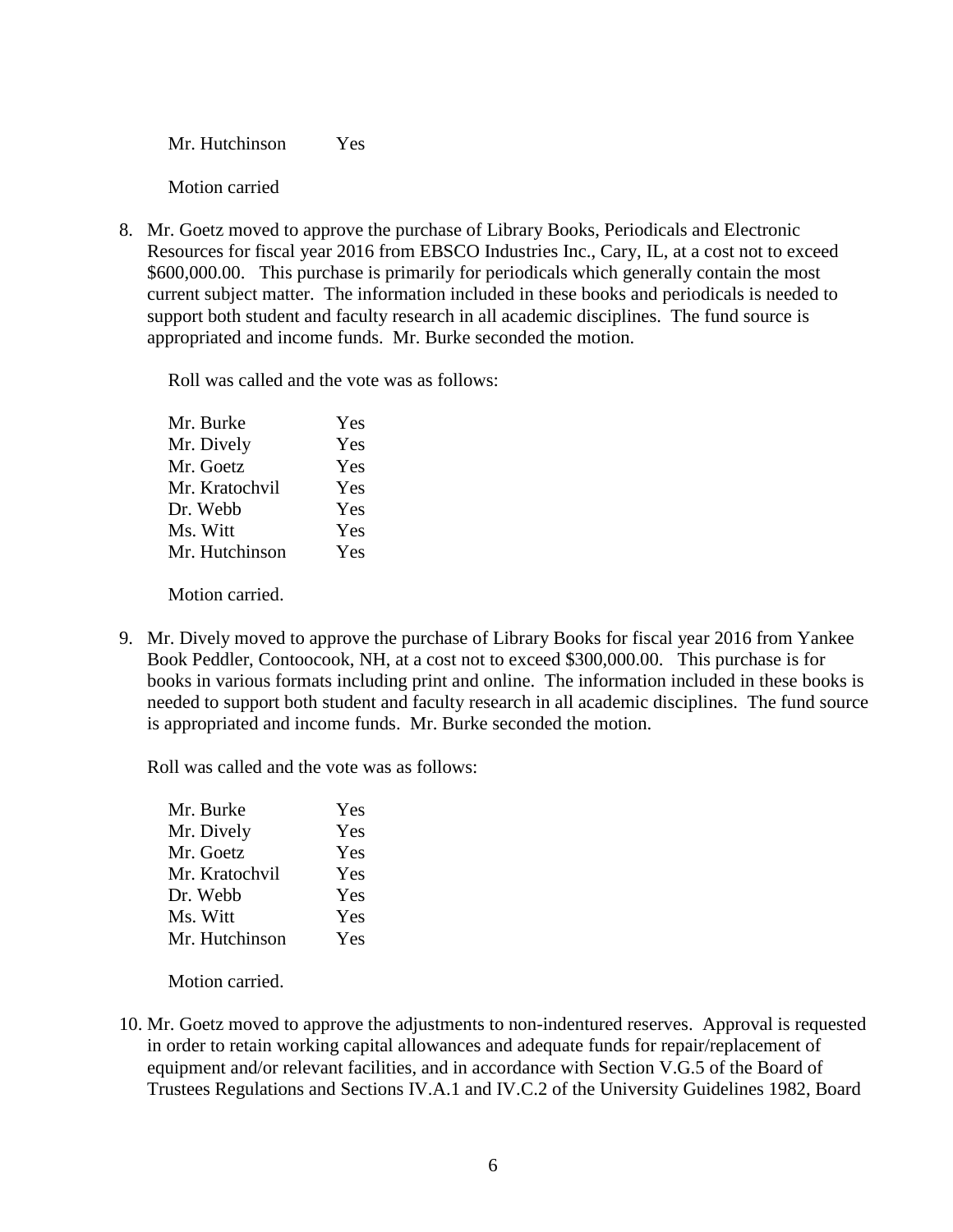| | |
|---|---|
| Mr. Hutchinson | Yes |

Motion carried

8. Mr. Goetz moved to approve the purchase of Library Books, Periodicals and Electronic Resources for fiscal year 2016 from EBSCO Industries Inc., Cary, IL, at a cost not to exceed $600,000.00. This purchase is primarily for periodicals which generally contain the most current subject matter. The information included in these books and periodicals is needed to support both student and faculty research in all academic disciplines. The fund source is appropriated and income funds. Mr. Burke seconded the motion.

   Roll was called and the vote was as follows:

   | | |
   |---|---|
   | Mr. Burke | Yes |
   | Mr. Dively | Yes |
   | Mr. Goetz | Yes |
   | Mr. Kratochvil | Yes |
   | Dr. Webb | Yes |
   | Ms. Witt | Yes |
   | Mr. Hutchinson | Yes |

   Motion carried.

9. Mr. Dively moved to approve the purchase of Library Books for fiscal year 2016 from Yankee Book Peddler, Contoocook, NH, at a cost not to exceed $300,000.00. This purchase is for books in various formats including print and online. The information included in these books is needed to support both student and faculty research in all academic disciplines. The fund source is appropriated and income funds. Mr. Burke seconded the motion.

   Roll was called and the vote was as follows:

   | | |
   |---|---|
   | Mr. Burke | Yes |
   | Mr. Dively | Yes |
   | Mr. Goetz | Yes |
   | Mr. Kratochvil | Yes |
   | Dr. Webb | Yes |
   | Ms. Witt | Yes |
   | Mr. Hutchinson | Yes |

   Motion carried.

10. Mr. Goetz moved to approve the adjustments to non-indentured reserves. Approval is requested in order to retain working capital allowances and adequate funds for repair/replacement of equipment and/or relevant facilities, and in accordance with Section V.G.5 of the Board of Trustees Regulations and Sections IV.A.1 and IV.C.2 of the University Guidelines 1982, Board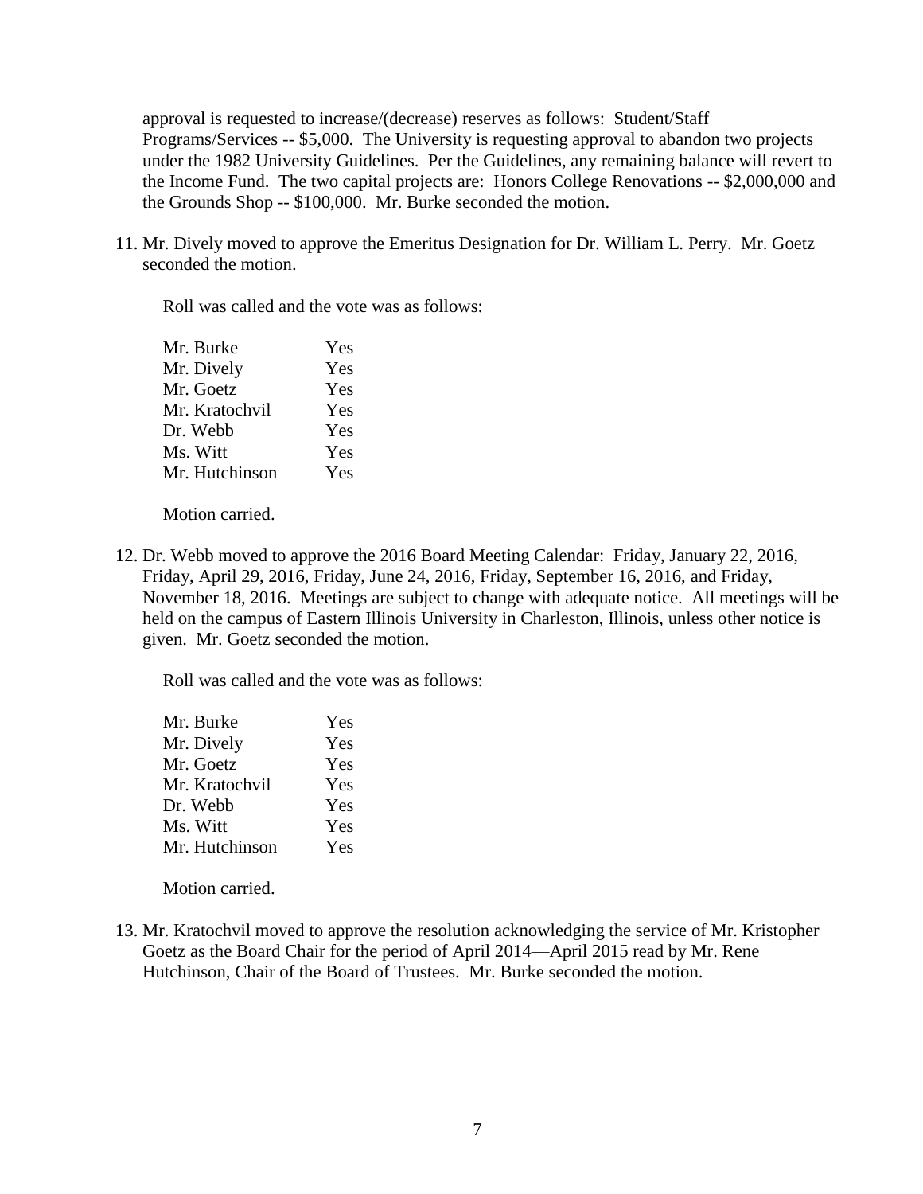approval is requested to increase/(decrease) reserves as follows: Student/Staff Programs/Services -- $5,000. The University is requesting approval to abandon two projects under the 1982 University Guidelines. Per the Guidelines, any remaining balance will revert to the Income Fund. The two capital projects are: Honors College Renovations -- $2,000,000 and the Grounds Shop -- $100,000. Mr. Burke seconded the motion.

11. Mr. Dively moved to approve the Emeritus Designation for Dr. William L. Perry. Mr. Goetz seconded the motion.

    Roll was called and the vote was as follows:

    | | |
    |---|---|
    | Mr. Burke | Yes |
    | Mr. Dively | Yes |
    | Mr. Goetz | Yes |
    | Mr. Kratochvil | Yes |
    | Dr. Webb | Yes |
    | Ms. Witt | Yes |
    | Mr. Hutchinson | Yes |

    Motion carried.

12. Dr. Webb moved to approve the 2016 Board Meeting Calendar: Friday, January 22, 2016, Friday, April 29, 2016, Friday, June 24, 2016, Friday, September 16, 2016, and Friday, November 18, 2016. Meetings are subject to change with adequate notice. All meetings will be held on the campus of Eastern Illinois University in Charleston, Illinois, unless other notice is given. Mr. Goetz seconded the motion.

    Roll was called and the vote was as follows:

    | | |
    |---|---|
    | Mr. Burke | Yes |
    | Mr. Dively | Yes |
    | Mr. Goetz | Yes |
    | Mr. Kratochvil | Yes |
    | Dr. Webb | Yes |
    | Ms. Witt | Yes |
    | Mr. Hutchinson | Yes |

    Motion carried.

13. Mr. Kratochvil moved to approve the resolution acknowledging the service of Mr. Kristopher Goetz as the Board Chair for the period of April 2014—April 2015 read by Mr. Rene Hutchinson, Chair of the Board of Trustees. Mr. Burke seconded the motion.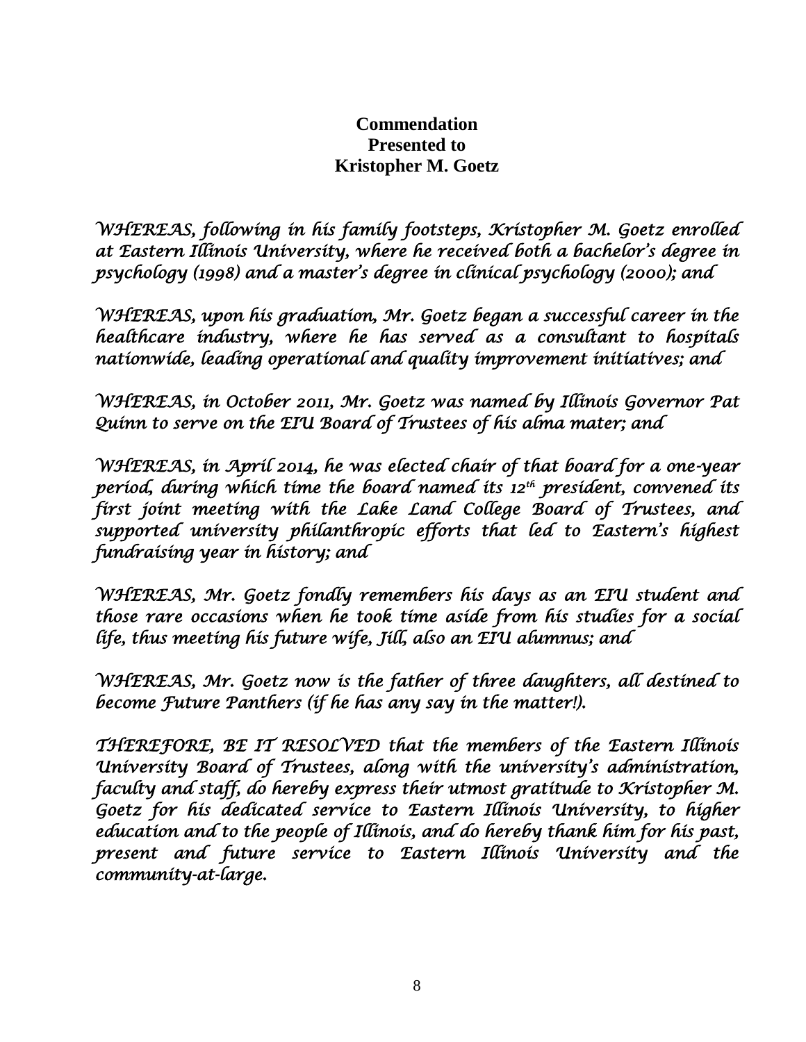**Commendation**
**Presented to**
**Kristopher M. Goetz**

*WHEREAS, following in his family footsteps, Kristopher M. Goetz enrolled at Eastern Illinois University, where he received both a bachelor's degree in psychology (1998) and a master's degree in clinical psychology (2000); and*

*WHEREAS, upon his graduation, Mr. Goetz began a successful career in the healthcare industry, where he has served as a consultant to hospitals nationwide, leading operational and quality improvement initiatives; and*

*WHEREAS, in October 2011, Mr. Goetz was named by Illinois Governor Pat Quinn to serve on the EIU Board of Trustees of his alma mater; and*

*WHEREAS, in April 2014, he was elected chair of that board for a one-year period, during which time the board named its 12th president, convened its first joint meeting with the Lake Land College Board of Trustees, and supported university philanthropic efforts that led to Eastern's highest fundraising year in history; and*

*WHEREAS, Mr. Goetz fondly remembers his days as an EIU student and those rare occasions when he took time aside from his studies for a social life, thus meeting his future wife, Jill, also an EIU alumnus; and*

*WHEREAS, Mr. Goetz now is the father of three daughters, all destined to become Future Panthers (if he has any say in the matter!).*

*THEREFORE, BE IT RESOLVED that the members of the Eastern Illinois University Board of Trustees, along with the university's administration, faculty and staff, do hereby express their utmost gratitude to Kristopher M. Goetz for his dedicated service to Eastern Illinois University, to higher education and to the people of Illinois, and do hereby thank him for his past, present and future service to Eastern Illinois University and the community-at-large.*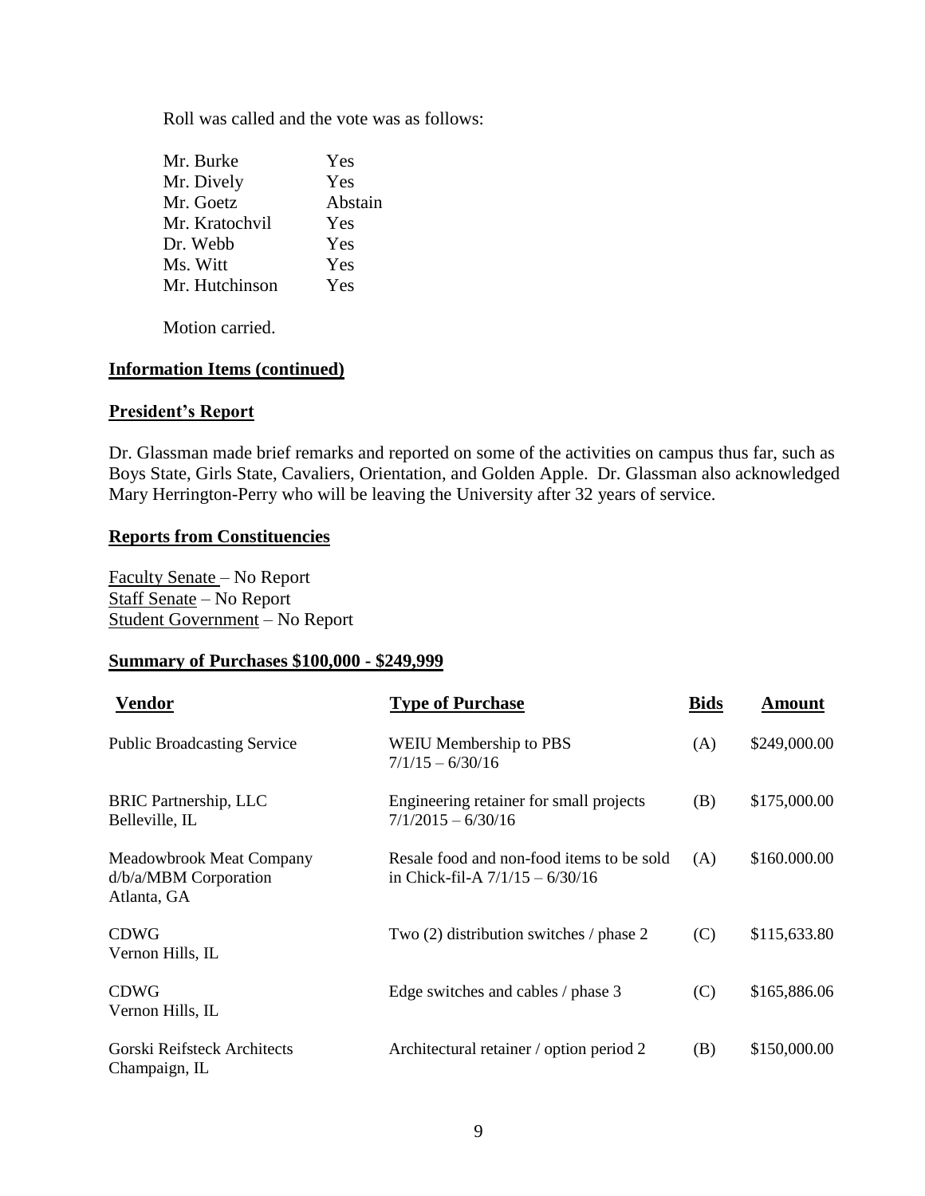Roll was called and the vote was as follows:

| | |
|---|---|
| Mr. Burke | Yes |
| Mr. Dively | Yes |
| Mr. Goetz | Abstain |
| Mr. Kratochvil | Yes |
| Dr. Webb | Yes |
| Ms. Witt | Yes |
| Mr. Hutchinson | Yes |

Motion carried.

**Information Items (continued)**

**President's Report**

Dr. Glassman made brief remarks and reported on some of the activities on campus thus far, such as Boys State, Girls State, Cavaliers, Orientation, and Golden Apple. Dr. Glassman also acknowledged Mary Herrington-Perry who will be leaving the University after 32 years of service.

**Reports from Constituencies**

Faculty Senate – No Report
Staff Senate – No Report
Student Government – No Report

**Summary of Purchases $100,000 - $249,999**

| Vendor | Type of Purchase | Bids | Amount |
|---|---|---|---|
| Public Broadcasting Service | WEIU Membership to PBS 7/1/15 – 6/30/16 | (A) | $249,000.00 |
| BRIC Partnership, LLC Belleville, IL | Engineering retainer for small projects 7/1/2015 – 6/30/16 | (B) | $175,000.00 |
| Meadowbrook Meat Company d/b/a/MBM Corporation Atlanta, GA | Resale food and non-food items to be sold in Chick-fil-A 7/1/15 – 6/30/16 | (A) | $160.000.00 |
| CDWG Vernon Hills, IL | Two (2) distribution switches / phase 2 | (C) | $115,633.80 |
| CDWG Vernon Hills, IL | Edge switches and cables / phase 3 | (C) | $165,886.06 |
| Gorski Reifsteck Architects Champaign, IL | Architectural retainer / option period 2 | (B) | $150,000.00 |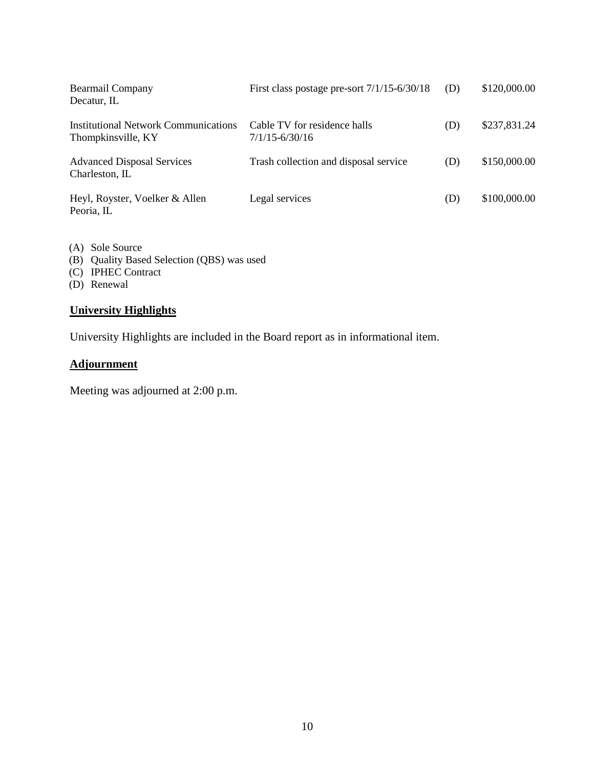| | | | |
|---|---|---|---|
| Bearmail Company<br>Decatur, IL | First class postage pre-sort 7/1/15-6/30/18 | (D) | $120,000.00 |
| Institutional Network Communications<br>Thompkinsville, KY | Cable TV for residence halls<br>7/1/15-6/30/16 | (D) | $237,831.24 |
| Advanced Disposal Services<br>Charleston, IL | Trash collection and disposal service | (D) | $150,000.00 |
| Heyl, Royster, Voelker & Allen<br>Peoria, IL | Legal services | (D) | $100,000.00 |

(A) Sole Source
(B) Quality Based Selection (QBS) was used
(C) IPHEC Contract
(D) Renewal

**University Highlights**

University Highlights are included in the Board report as in informational item.

**Adjournment**

Meeting was adjourned at 2:00 p.m.